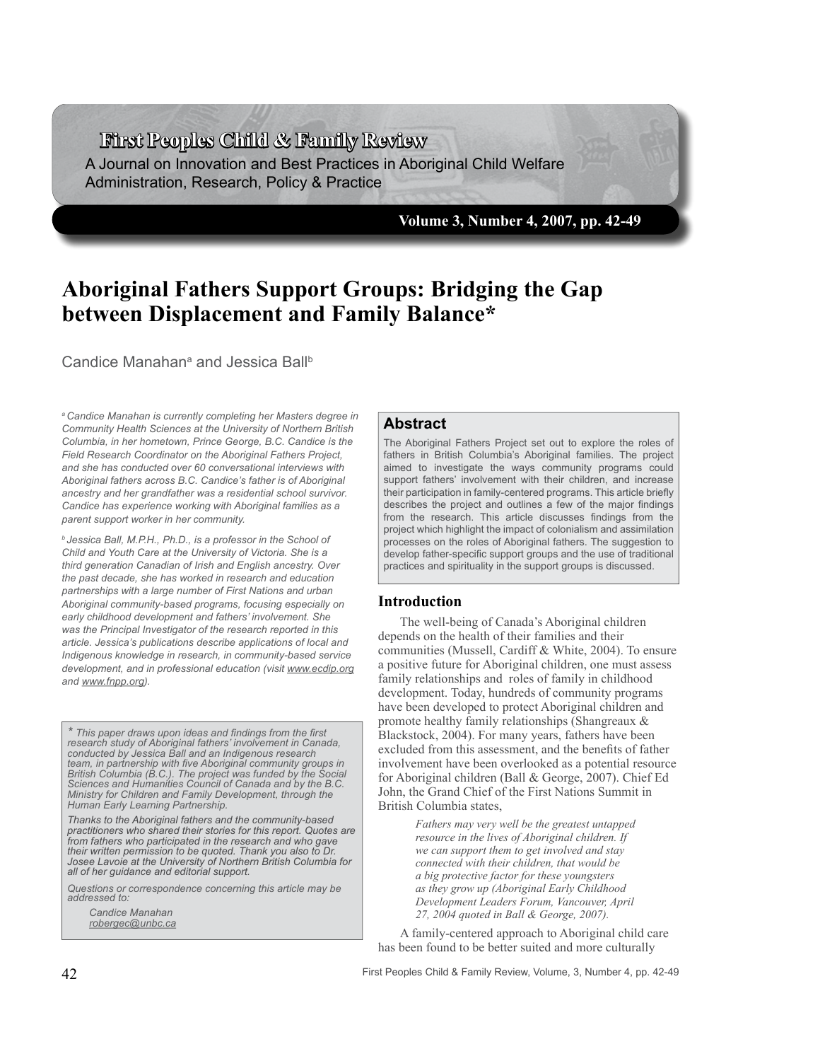# Aboriginal Fathers Support Groups: Bridging the Gap between Displacement and Family Balance*

Candice Manahan[a] and Jessica Ball[b]

*[a] Candice Manahan is currently completing her Masters degree in Community Health Sciences at the University of Northern British Columbia, in her hometown, Prince George, B.C. Candice is the Field Research Coordinator on the Aboriginal Fathers Project, and she has conducted over 60 conversational interviews with Aboriginal fathers across B.C. Candice's father is of Aboriginal ancestry and her grandfather was a residential school survivor. Candice has experience working with Aboriginal families as a parent support worker in her community.*

*[b] Jessica Ball, M.P.H., Ph.D., is a professor in the School of Child and Youth Care at the University of Victoria. She is a third generation Canadian of Irish and English ancestry. Over the past decade, she has worked in research and education partnerships with a large number of First Nations and urban Aboriginal community-based programs, focusing especially on early childhood development and fathers' involvement. She was the Principal Investigator of the research reported in this article. Jessica's publications describe applications of local and Indigenous knowledge in research, in community-based service development, and in professional education (visit www.ecdip.org and www.fnpp.org).*

*\* This paper draws upon ideas and findings from the first research study of Aboriginal fathers' involvement in Canada, conducted by Jessica Ball and an Indigenous research team, in partnership with five Aboriginal community groups in British Columbia (B.C.). The project was funded by the Social Sciences and Humanities Council of Canada and by the B.C. Ministry for Children and Family Development, through the Human Early Learning Partnership.*

*Thanks to the Aboriginal fathers and the community-based practitioners who shared their stories for this report. Quotes are from fathers who participated in the research and who gave their written permission to be quoted. Thank you also to Dr. Josee Lavoie at the University of Northern British Columbia for all of her guidance and editorial support.*

*Questions or correspondence concerning this article may be addressed to:*

*Candice Manahan*
*robergec@unbc.ca*

## Abstract

The Aboriginal Fathers Project set out to explore the roles of fathers in British Columbia's Aboriginal families. The project aimed to investigate the ways community programs could support fathers' involvement with their children, and increase their participation in family-centered programs. This article briefly describes the project and outlines a few of the major findings from the research. This article discusses findings from the project which highlight the impact of colonialism and assimilation processes on the roles of Aboriginal fathers. The suggestion to develop father-specific support groups and the use of traditional practices and spirituality in the support groups is discussed.

## Introduction

The well-being of Canada's Aboriginal children depends on the health of their families and their communities (Mussell, Cardiff & White, 2004). To ensure a positive future for Aboriginal children, one must assess family relationships and roles of family in childhood development. Today, hundreds of community programs have been developed to protect Aboriginal children and promote healthy family relationships (Shangreaux & Blackstock, 2004). For many years, fathers have been excluded from this assessment, and the benefits of father involvement have been overlooked as a potential resource for Aboriginal children (Ball & George, 2007). Chief Ed John, the Grand Chief of the First Nations Summit in British Columbia states,

> *Fathers may very well be the greatest untapped resource in the lives of Aboriginal children. If we can support them to get involved and stay connected with their children, that would be a big protective factor for these youngsters as they grow up (Aboriginal Early Childhood Development Leaders Forum, Vancouver, April 27, 2004 quoted in Ball & George, 2007).*

A family-centered approach to Aboriginal child care has been found to be better suited and more culturally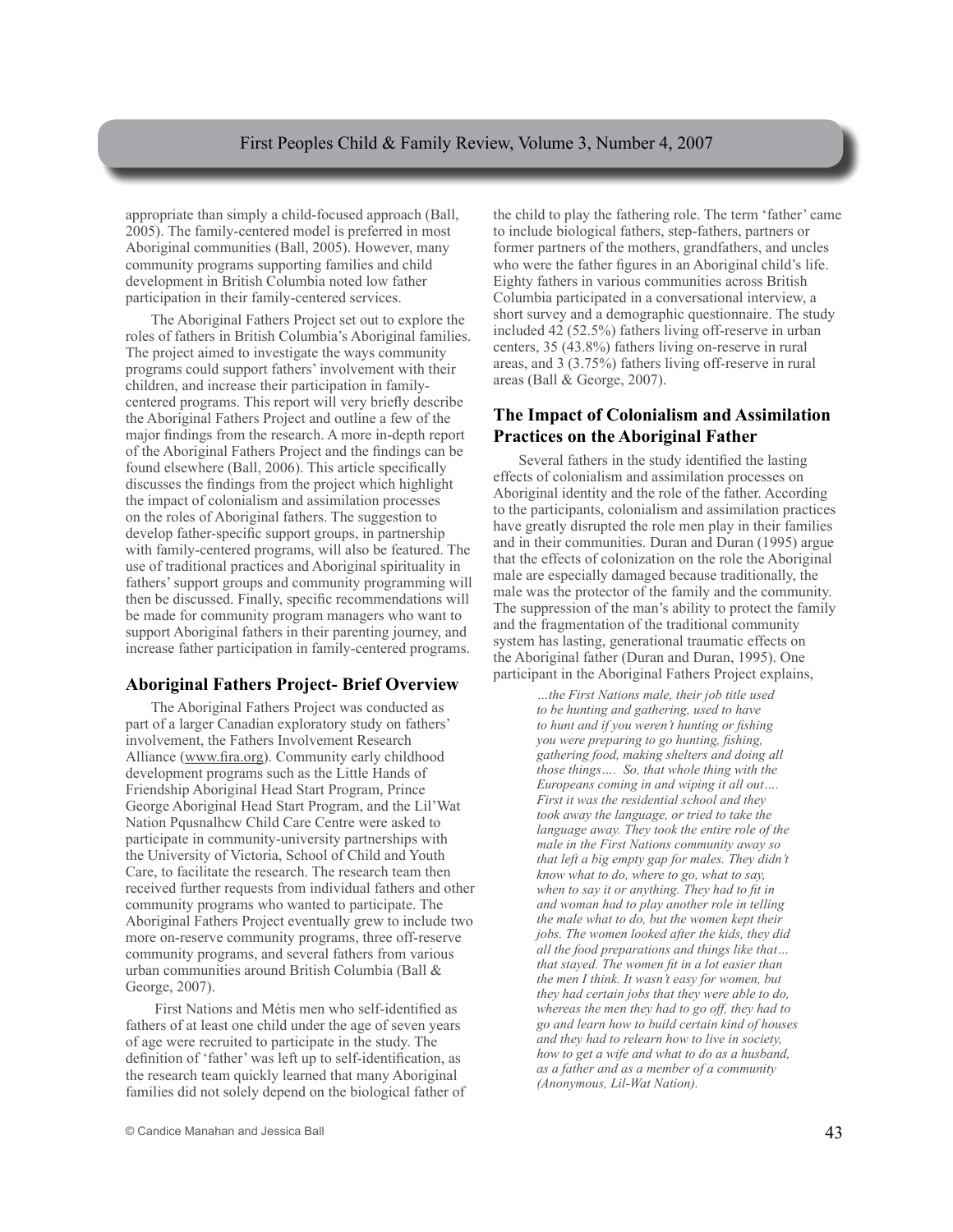appropriate than simply a child-focused approach (Ball, 2005). The family-centered model is preferred in most Aboriginal communities (Ball, 2005). However, many community programs supporting families and child development in British Columbia noted low father participation in their family-centered services.

The Aboriginal Fathers Project set out to explore the roles of fathers in British Columbia's Aboriginal families. The project aimed to investigate the ways community programs could support fathers' involvement with their children, and increase their participation in family-centered programs. This report will very briefly describe the Aboriginal Fathers Project and outline a few of the major findings from the research. A more in-depth report of the Aboriginal Fathers Project and the findings can be found elsewhere (Ball, 2006). This article specifically discusses the findings from the project which highlight the impact of colonialism and assimilation processes on the roles of Aboriginal fathers. The suggestion to develop father-specific support groups, in partnership with family-centered programs, will also be featured. The use of traditional practices and Aboriginal spirituality in fathers' support groups and community programming will then be discussed. Finally, specific recommendations will be made for community program managers who want to support Aboriginal fathers in their parenting journey, and increase father participation in family-centered programs.

## Aboriginal Fathers Project- Brief Overview

The Aboriginal Fathers Project was conducted as part of a larger Canadian exploratory study on fathers' involvement, the Fathers Involvement Research Alliance (www.fira.org). Community early childhood development programs such as the Little Hands of Friendship Aboriginal Head Start Program, Prince George Aboriginal Head Start Program, and the Lil'Wat Nation Pqusnalhcw Child Care Centre were asked to participate in community-university partnerships with the University of Victoria, School of Child and Youth Care, to facilitate the research. The research team then received further requests from individual fathers and other community programs who wanted to participate. The Aboriginal Fathers Project eventually grew to include two more on-reserve community programs, three off-reserve community programs, and several fathers from various urban communities around British Columbia (Ball & George, 2007).

First Nations and Métis men who self-identified as fathers of at least one child under the age of seven years of age were recruited to participate in the study. The definition of 'father' was left up to self-identification, as the research team quickly learned that many Aboriginal families did not solely depend on the biological father of the child to play the fathering role. The term 'father' came to include biological fathers, step-fathers, partners or former partners of the mothers, grandfathers, and uncles who were the father figures in an Aboriginal child's life. Eighty fathers in various communities across British Columbia participated in a conversational interview, a short survey and a demographic questionnaire. The study included 42 (52.5%) fathers living off-reserve in urban centers, 35 (43.8%) fathers living on-reserve in rural areas, and 3 (3.75%) fathers living off-reserve in rural areas (Ball & George, 2007).

## The Impact of Colonialism and Assimilation Practices on the Aboriginal Father

Several fathers in the study identified the lasting effects of colonialism and assimilation processes on Aboriginal identity and the role of the father. According to the participants, colonialism and assimilation practices have greatly disrupted the role men play in their families and in their communities. Duran and Duran (1995) argue that the effects of colonization on the role the Aboriginal male are especially damaged because traditionally, the male was the protector of the family and the community. The suppression of the man's ability to protect the family and the fragmentation of the traditional community system has lasting, generational traumatic effects on the Aboriginal father (Duran and Duran, 1995). One participant in the Aboriginal Fathers Project explains,

> *…the First Nations male, their job title used to be hunting and gathering, used to have to hunt and if you weren't hunting or fishing you were preparing to go hunting, fishing, gathering food, making shelters and doing all those things…. So, that whole thing with the Europeans coming in and wiping it all out…. First it was the residential school and they took away the language, or tried to take the language away. They took the entire role of the male in the First Nations community away so that left a big empty gap for males. They didn't know what to do, where to go, what to say, when to say it or anything. They had to fit in and woman had to play another role in telling the male what to do, but the women kept their jobs. The women looked after the kids, they did all the food preparations and things like that… that stayed. The women fit in a lot easier than the men I think. It wasn't easy for women, but they had certain jobs that they were able to do, whereas the men they had to go off, they had to go and learn how to build certain kind of houses and they had to relearn how to live in society, how to get a wife and what to do as a husband, as a father and as a member of a community (Anonymous, Lil-Wat Nation).*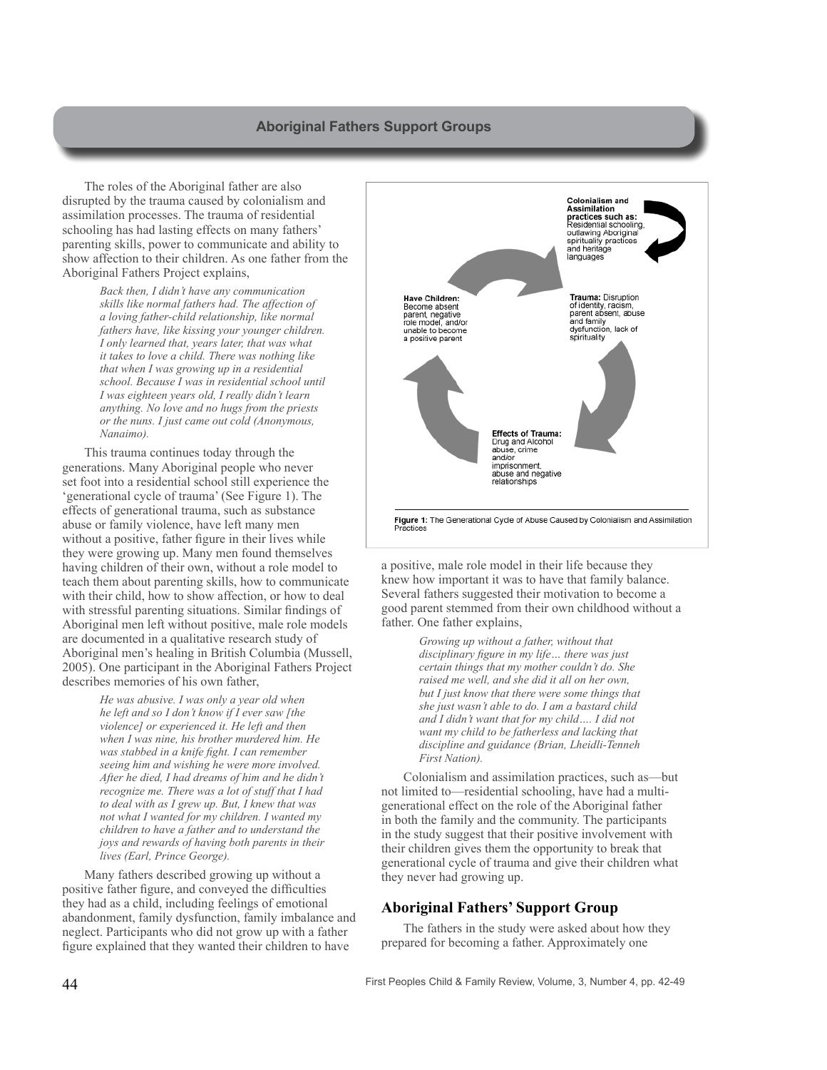The roles of the Aboriginal father are also disrupted by the trauma caused by colonialism and assimilation processes. The trauma of residential schooling has had lasting effects on many fathers' parenting skills, power to communicate and ability to show affection to their children. As one father from the Aboriginal Fathers Project explains,

> *Back then, I didn't have any communication skills like normal fathers had. The affection of a loving father-child relationship, like normal fathers have, like kissing your younger children. I only learned that, years later, that was what it takes to love a child. There was nothing like that when I was growing up in a residential school. Because I was in residential school until I was eighteen years old, I really didn't learn anything. No love and no hugs from the priests or the nuns. I just came out cold (Anonymous, Nanaimo).*

This trauma continues today through the generations. Many Aboriginal people who never set foot into a residential school still experience the 'generational cycle of trauma' (See Figure 1). The effects of generational trauma, such as substance abuse or family violence, have left many men without a positive, father figure in their lives while they were growing up. Many men found themselves having children of their own, without a role model to teach them about parenting skills, how to communicate with their child, how to show affection, or how to deal with stressful parenting situations. Similar findings of Aboriginal men left without positive, male role models are documented in a qualitative research study of Aboriginal men's healing in British Columbia (Mussell, 2005). One participant in the Aboriginal Fathers Project describes memories of his own father,

> *He was abusive. I was only a year old when he left and so I don't know if I ever saw [the violence] or experienced it. He left and then when I was nine, his brother murdered him. He was stabbed in a knife fight. I can remember seeing him and wishing he were more involved. After he died, I had dreams of him and he didn't recognize me. There was a lot of stuff that I had to deal with as I grew up. But, I knew that was not what I wanted for my children. I wanted my children to have a father and to understand the joys and rewards of having both parents in their lives (Earl, Prince George).*

Many fathers described growing up without a positive father figure, and conveyed the difficulties they had as a child, including feelings of emotional abandonment, family dysfunction, family imbalance and neglect. Participants who did not grow up with a father figure explained that they wanted their children to have a positive, male role model in their life because they knew how important it was to have that family balance. Several fathers suggested their motivation to become a good parent stemmed from their own childhood without a father. One father explains,

**Colonialism and Assimilation practices such as:** Residential schooling, outlawing Aboriginal spirituality practices and heritage languages

**Trauma:** Disruption of identity, racism, parent absent, abuse and family dysfunction, lack of spirituality

**Effects of Trauma:** Drug and Alcohol abuse, crime and/or imprisonment, abuse and negative relationships

**Have Children:** Become absent parent, negative role model, and/or unable to become a positive parent

**Figure 1:** The Generational Cycle of Abuse Caused by Colonialism and Assimilation Practices

> *Growing up without a father, without that disciplinary figure in my life… there was just certain things that my mother couldn't do. She raised me well, and she did it all on her own, but I just know that there were some things that she just wasn't able to do. I am a bastard child and I didn't want that for my child…. I did not want my child to be fatherless and lacking that discipline and guidance (Brian, Lheidli-Tenneh First Nation).*

Colonialism and assimilation practices, such as—but not limited to—residential schooling, have had a multi-generational effect on the role of the Aboriginal father in both the family and the community. The participants in the study suggest that their positive involvement with their children gives them the opportunity to break that generational cycle of trauma and give their children what they never had growing up.

## Aboriginal Fathers' Support Group

The fathers in the study were asked about how they prepared for becoming a father. Approximately one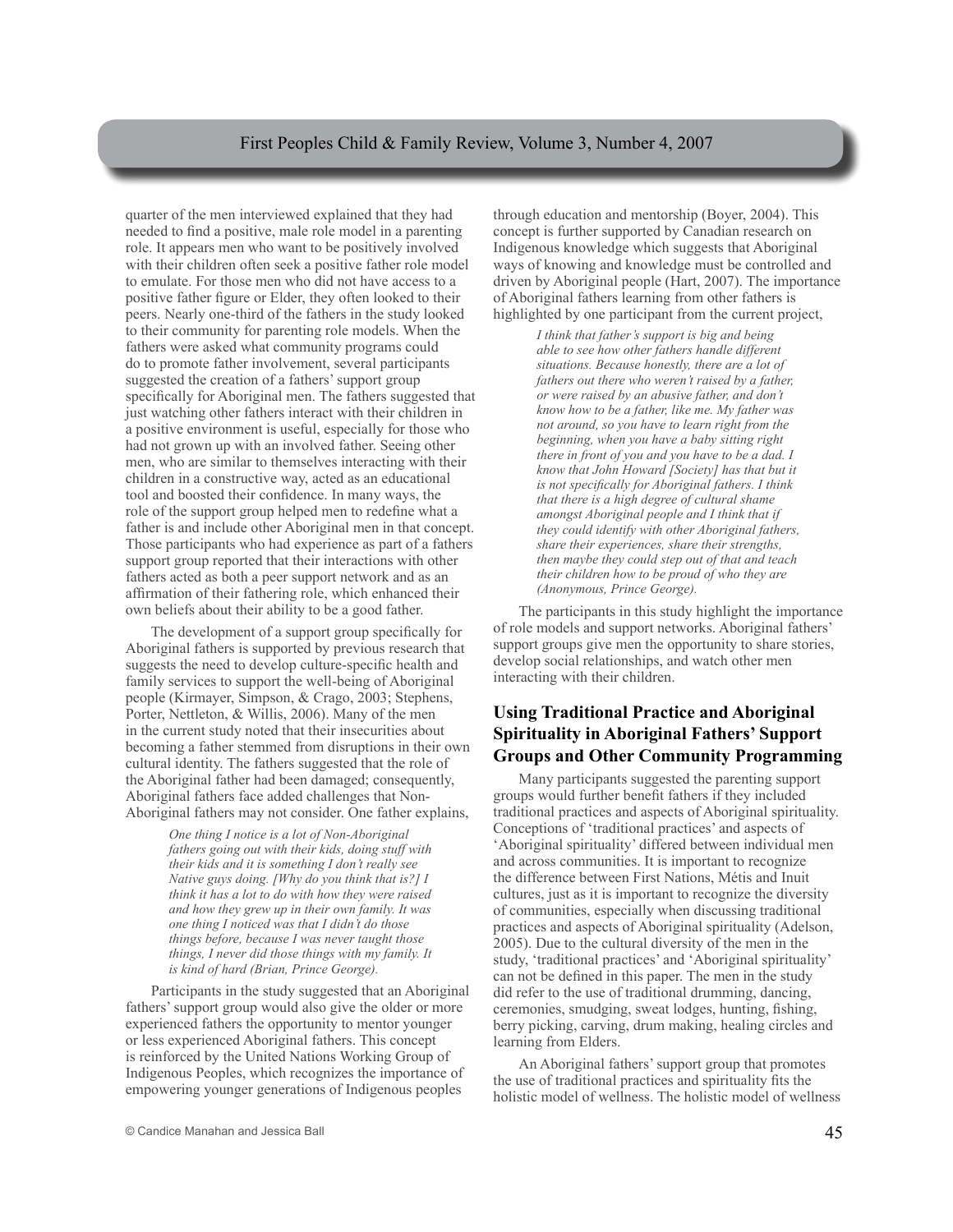quarter of the men interviewed explained that they had needed to find a positive, male role model in a parenting role. It appears men who want to be positively involved with their children often seek a positive father role model to emulate. For those men who did not have access to a positive father figure or Elder, they often looked to their peers. Nearly one-third of the fathers in the study looked to their community for parenting role models. When the fathers were asked what community programs could do to promote father involvement, several participants suggested the creation of a fathers' support group specifically for Aboriginal men. The fathers suggested that just watching other fathers interact with their children in a positive environment is useful, especially for those who had not grown up with an involved father. Seeing other men, who are similar to themselves interacting with their children in a constructive way, acted as an educational tool and boosted their confidence. In many ways, the role of the support group helped men to redefine what a father is and include other Aboriginal men in that concept. Those participants who had experience as part of a fathers support group reported that their interactions with other fathers acted as both a peer support network and as an affirmation of their fathering role, which enhanced their own beliefs about their ability to be a good father.

The development of a support group specifically for Aboriginal fathers is supported by previous research that suggests the need to develop culture-specific health and family services to support the well-being of Aboriginal people (Kirmayer, Simpson, & Crago, 2003; Stephens, Porter, Nettleton, & Willis, 2006). Many of the men in the current study noted that their insecurities about becoming a father stemmed from disruptions in their own cultural identity. The fathers suggested that the role of the Aboriginal father had been damaged; consequently, Aboriginal fathers face added challenges that Non-Aboriginal fathers may not consider. One father explains,

> *One thing I notice is a lot of Non-Aboriginal fathers going out with their kids, doing stuff with their kids and it is something I don't really see Native guys doing. [Why do you think that is?] I think it has a lot to do with how they were raised and how they grew up in their own family. It was one thing I noticed was that I didn't do those things before, because I was never taught those things, I never did those things with my family. It is kind of hard (Brian, Prince George).*

Participants in the study suggested that an Aboriginal fathers' support group would also give the older or more experienced fathers the opportunity to mentor younger or less experienced Aboriginal fathers. This concept is reinforced by the United Nations Working Group of Indigenous Peoples, which recognizes the importance of empowering younger generations of Indigenous peoples through education and mentorship (Boyer, 2004). This concept is further supported by Canadian research on Indigenous knowledge which suggests that Aboriginal ways of knowing and knowledge must be controlled and driven by Aboriginal people (Hart, 2007). The importance of Aboriginal fathers learning from other fathers is highlighted by one participant from the current project,

> *I think that father's support is big and being able to see how other fathers handle different situations. Because honestly, there are a lot of fathers out there who weren't raised by a father, or were raised by an abusive father, and don't know how to be a father, like me. My father was not around, so you have to learn right from the beginning, when you have a baby sitting right there in front of you and you have to be a dad. I know that John Howard [Society] has that but it is not specifically for Aboriginal fathers. I think that there is a high degree of cultural shame amongst Aboriginal people and I think that if they could identify with other Aboriginal fathers, share their experiences, share their strengths, then maybe they could step out of that and teach their children how to be proud of who they are (Anonymous, Prince George).*

The participants in this study highlight the importance of role models and support networks. Aboriginal fathers' support groups give men the opportunity to share stories, develop social relationships, and watch other men interacting with their children.

## Using Traditional Practice and Aboriginal Spirituality in Aboriginal Fathers' Support Groups and Other Community Programming

Many participants suggested the parenting support groups would further benefit fathers if they included traditional practices and aspects of Aboriginal spirituality. Conceptions of 'traditional practices' and aspects of 'Aboriginal spirituality' differed between individual men and across communities. It is important to recognize the difference between First Nations, Métis and Inuit cultures, just as it is important to recognize the diversity of communities, especially when discussing traditional practices and aspects of Aboriginal spirituality (Adelson, 2005). Due to the cultural diversity of the men in the study, 'traditional practices' and 'Aboriginal spirituality' can not be defined in this paper. The men in the study did refer to the use of traditional drumming, dancing, ceremonies, smudging, sweat lodges, hunting, fishing, berry picking, carving, drum making, healing circles and learning from Elders.

An Aboriginal fathers' support group that promotes the use of traditional practices and spirituality fits the holistic model of wellness. The holistic model of wellness

© Candice Manahan and Jessica Ball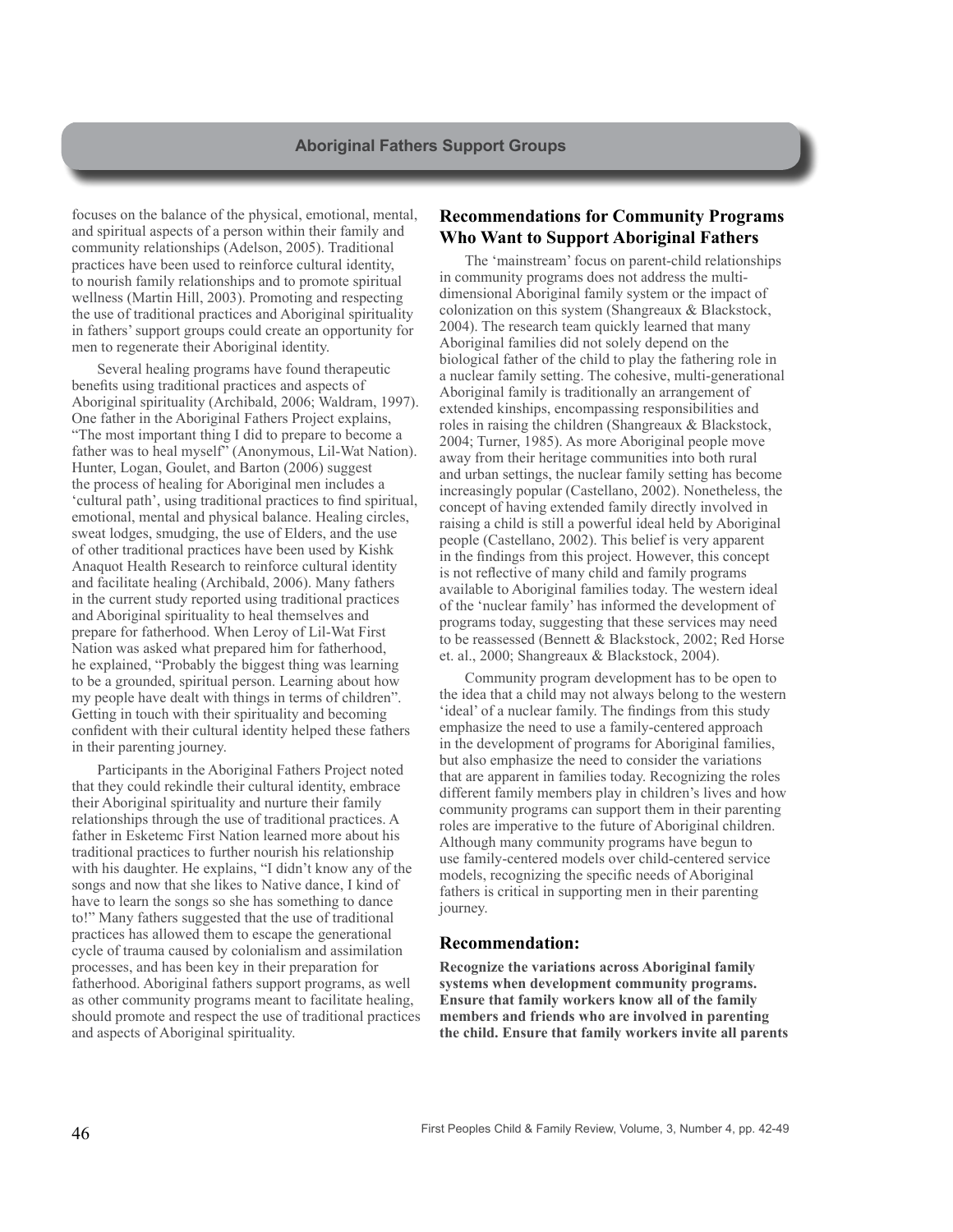focuses on the balance of the physical, emotional, mental, and spiritual aspects of a person within their family and community relationships (Adelson, 2005). Traditional practices have been used to reinforce cultural identity, to nourish family relationships and to promote spiritual wellness (Martin Hill, 2003). Promoting and respecting the use of traditional practices and Aboriginal spirituality in fathers' support groups could create an opportunity for men to regenerate their Aboriginal identity.

Several healing programs have found therapeutic benefits using traditional practices and aspects of Aboriginal spirituality (Archibald, 2006; Waldram, 1997). One father in the Aboriginal Fathers Project explains, "The most important thing I did to prepare to become a father was to heal myself" (Anonymous, Lil-Wat Nation). Hunter, Logan, Goulet, and Barton (2006) suggest the process of healing for Aboriginal men includes a 'cultural path', using traditional practices to find spiritual, emotional, mental and physical balance. Healing circles, sweat lodges, smudging, the use of Elders, and the use of other traditional practices have been used by Kishk Anaquot Health Research to reinforce cultural identity and facilitate healing (Archibald, 2006). Many fathers in the current study reported using traditional practices and Aboriginal spirituality to heal themselves and prepare for fatherhood. When Leroy of Lil-Wat First Nation was asked what prepared him for fatherhood, he explained, "Probably the biggest thing was learning to be a grounded, spiritual person. Learning about how my people have dealt with things in terms of children". Getting in touch with their spirituality and becoming confident with their cultural identity helped these fathers in their parenting journey.

Participants in the Aboriginal Fathers Project noted that they could rekindle their cultural identity, embrace their Aboriginal spirituality and nurture their family relationships through the use of traditional practices. A father in Esketemc First Nation learned more about his traditional practices to further nourish his relationship with his daughter. He explains, "I didn't know any of the songs and now that she likes to Native dance, I kind of have to learn the songs so she has something to dance to!" Many fathers suggested that the use of traditional practices has allowed them to escape the generational cycle of trauma caused by colonialism and assimilation processes, and has been key in their preparation for fatherhood. Aboriginal fathers support programs, as well as other community programs meant to facilitate healing, should promote and respect the use of traditional practices and aspects of Aboriginal spirituality.

## Recommendations for Community Programs Who Want to Support Aboriginal Fathers

The 'mainstream' focus on parent-child relationships in community programs does not address the multi-dimensional Aboriginal family system or the impact of colonization on this system (Shangreaux & Blackstock, 2004). The research team quickly learned that many Aboriginal families did not solely depend on the biological father of the child to play the fathering role in a nuclear family setting. The cohesive, multi-generational Aboriginal family is traditionally an arrangement of extended kinships, encompassing responsibilities and roles in raising the children (Shangreaux & Blackstock, 2004; Turner, 1985). As more Aboriginal people move away from their heritage communities into both rural and urban settings, the nuclear family setting has become increasingly popular (Castellano, 2002). Nonetheless, the concept of having extended family directly involved in raising a child is still a powerful ideal held by Aboriginal people (Castellano, 2002). This belief is very apparent in the findings from this project. However, this concept is not reflective of many child and family programs available to Aboriginal families today. The western ideal of the 'nuclear family' has informed the development of programs today, suggesting that these services may need to be reassessed (Bennett & Blackstock, 2002; Red Horse et. al., 2000; Shangreaux & Blackstock, 2004).

Community program development has to be open to the idea that a child may not always belong to the western 'ideal' of a nuclear family. The findings from this study emphasize the need to use a family-centered approach in the development of programs for Aboriginal families, but also emphasize the need to consider the variations that are apparent in families today. Recognizing the roles different family members play in children's lives and how community programs can support them in their parenting roles are imperative to the future of Aboriginal children. Although many community programs have begun to use family-centered models over child-centered service models, recognizing the specific needs of Aboriginal fathers is critical in supporting men in their parenting journey.

### Recommendation:

**Recognize the variations across Aboriginal family systems when development community programs. Ensure that family workers know all of the family members and friends who are involved in parenting the child. Ensure that family workers invite all parents**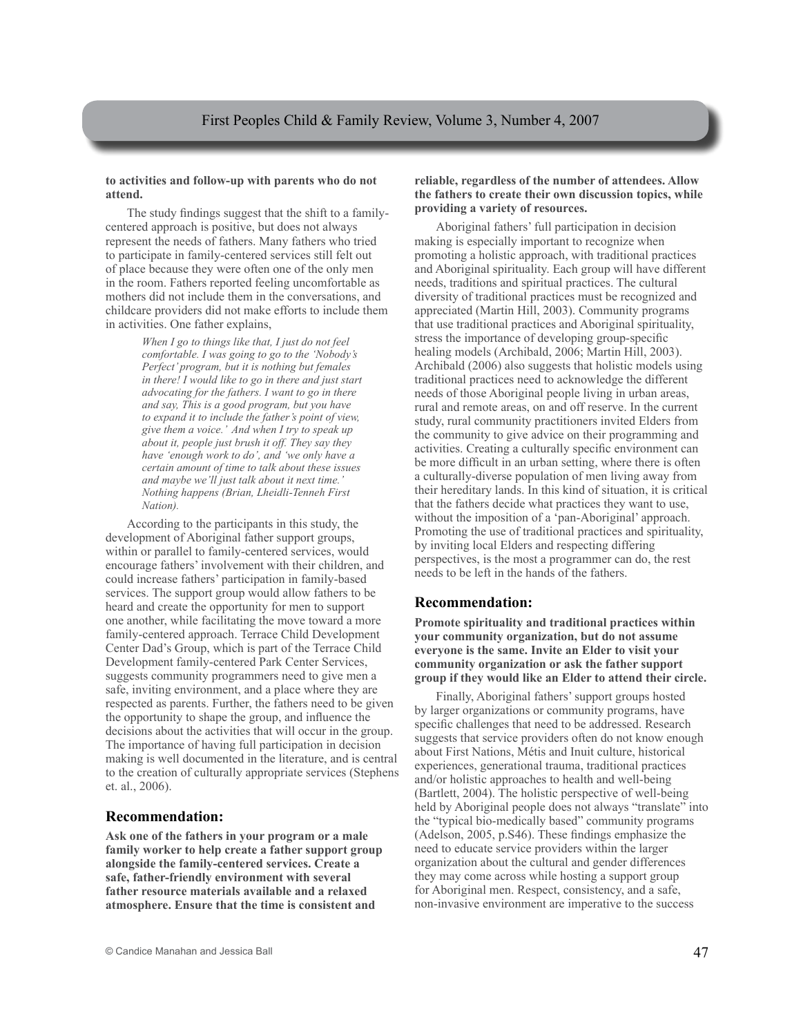**to activities and follow-up with parents who do not attend.**

The study findings suggest that the shift to a family-centered approach is positive, but does not always represent the needs of fathers. Many fathers who tried to participate in family-centered services still felt out of place because they were often one of the only men in the room. Fathers reported feeling uncomfortable as mothers did not include them in the conversations, and childcare providers did not make efforts to include them in activities. One father explains,

> *When I go to things like that, I just do not feel comfortable. I was going to go to the 'Nobody's Perfect' program, but it is nothing but females in there! I would like to go in there and just start advocating for the fathers. I want to go in there and say, This is a good program, but you have to expand it to include the father's point of view, give them a voice.' And when I try to speak up about it, people just brush it off. They say they have 'enough work to do', and 'we only have a certain amount of time to talk about these issues and maybe we'll just talk about it next time.' Nothing happens (Brian, Lheidli-Tenneh First Nation).*

According to the participants in this study, the development of Aboriginal father support groups, within or parallel to family-centered services, would encourage fathers' involvement with their children, and could increase fathers' participation in family-based services. The support group would allow fathers to be heard and create the opportunity for men to support one another, while facilitating the move toward a more family-centered approach. Terrace Child Development Center Dad's Group, which is part of the Terrace Child Development family-centered Park Center Services, suggests community programmers need to give men a safe, inviting environment, and a place where they are respected as parents. Further, the fathers need to be given the opportunity to shape the group, and influence the decisions about the activities that will occur in the group. The importance of having full participation in decision making is well documented in the literature, and is central to the creation of culturally appropriate services (Stephens et. al., 2006).

## Recommendation:

**Ask one of the fathers in your program or a male family worker to help create a father support group alongside the family-centered services. Create a safe, father-friendly environment with several father resource materials available and a relaxed atmosphere. Ensure that the time is consistent and reliable, regardless of the number of attendees. Allow the fathers to create their own discussion topics, while providing a variety of resources.**

Aboriginal fathers' full participation in decision making is especially important to recognize when promoting a holistic approach, with traditional practices and Aboriginal spirituality. Each group will have different needs, traditions and spiritual practices. The cultural diversity of traditional practices must be recognized and appreciated (Martin Hill, 2003). Community programs that use traditional practices and Aboriginal spirituality, stress the importance of developing group-specific healing models (Archibald, 2006; Martin Hill, 2003). Archibald (2006) also suggests that holistic models using traditional practices need to acknowledge the different needs of those Aboriginal people living in urban areas, rural and remote areas, on and off reserve. In the current study, rural community practitioners invited Elders from the community to give advice on their programming and activities. Creating a culturally specific environment can be more difficult in an urban setting, where there is often a culturally-diverse population of men living away from their hereditary lands. In this kind of situation, it is critical that the fathers decide what practices they want to use, without the imposition of a 'pan-Aboriginal' approach. Promoting the use of traditional practices and spirituality, by inviting local Elders and respecting differing perspectives, is the most a programmer can do, the rest needs to be left in the hands of the fathers.

## Recommendation:

**Promote spirituality and traditional practices within your community organization, but do not assume everyone is the same. Invite an Elder to visit your community organization or ask the father support group if they would like an Elder to attend their circle.**

Finally, Aboriginal fathers' support groups hosted by larger organizations or community programs, have specific challenges that need to be addressed. Research suggests that service providers often do not know enough about First Nations, Métis and Inuit culture, historical experiences, generational trauma, traditional practices and/or holistic approaches to health and well-being (Bartlett, 2004). The holistic perspective of well-being held by Aboriginal people does not always "translate" into the "typical bio-medically based" community programs (Adelson, 2005, p.S46). These findings emphasize the need to educate service providers within the larger organization about the cultural and gender differences they may come across while hosting a support group for Aboriginal men. Respect, consistency, and a safe, non-invasive environment are imperative to the success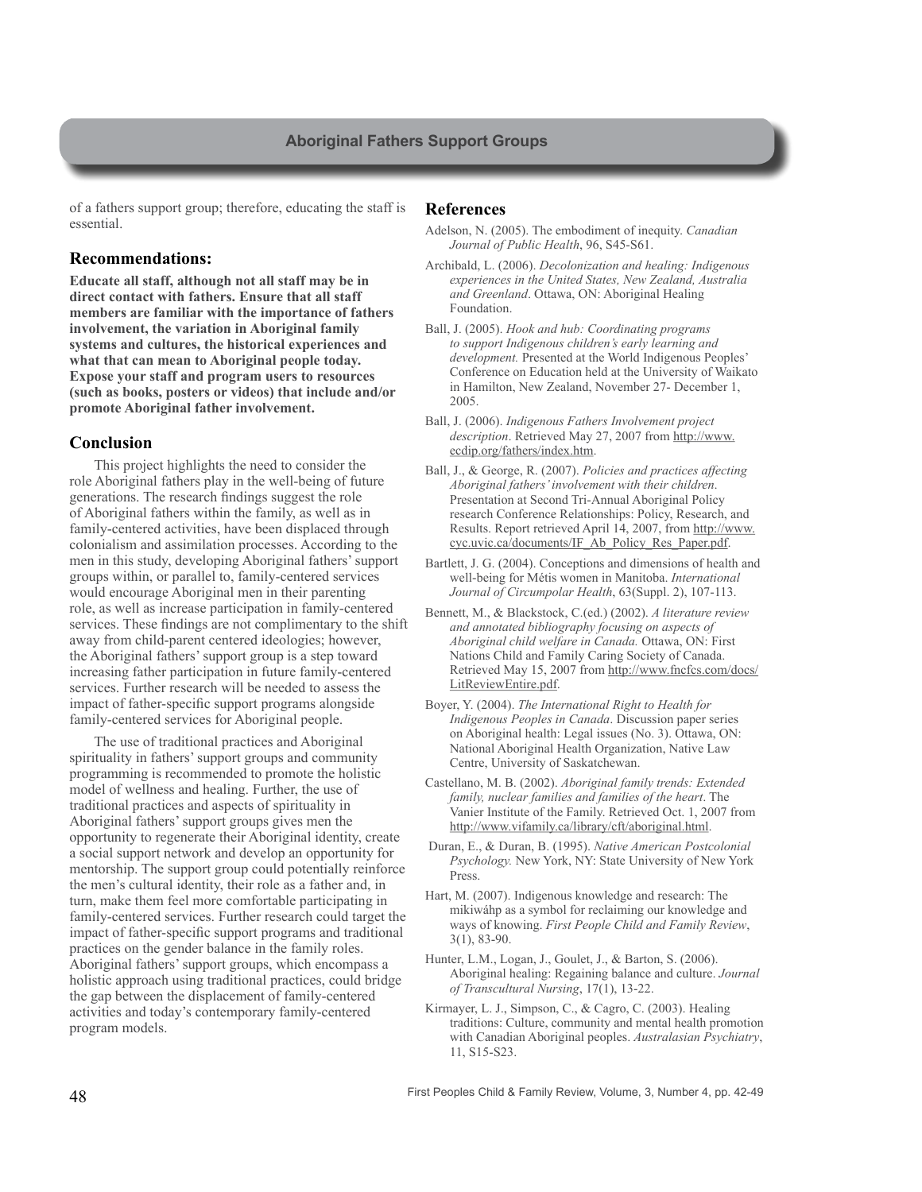of a fathers support group; therefore, educating the staff is essential.

### Recommendations:

**Educate all staff, although not all staff may be in direct contact with fathers. Ensure that all staff members are familiar with the importance of fathers involvement, the variation in Aboriginal family systems and cultures, the historical experiences and what that can mean to Aboriginal people today. Expose your staff and program users to resources (such as books, posters or videos) that include and/or promote Aboriginal father involvement.**

## Conclusion

This project highlights the need to consider the role Aboriginal fathers play in the well-being of future generations. The research findings suggest the role of Aboriginal fathers within the family, as well as in family-centered activities, have been displaced through colonialism and assimilation processes. According to the men in this study, developing Aboriginal fathers' support groups within, or parallel to, family-centered services would encourage Aboriginal men in their parenting role, as well as increase participation in family-centered services. These findings are not complimentary to the shift away from child-parent centered ideologies; however, the Aboriginal fathers' support group is a step toward increasing father participation in future family-centered services. Further research will be needed to assess the impact of father-specific support programs alongside family-centered services for Aboriginal people.

The use of traditional practices and Aboriginal spirituality in fathers' support groups and community programming is recommended to promote the holistic model of wellness and healing. Further, the use of traditional practices and aspects of spirituality in Aboriginal fathers' support groups gives men the opportunity to regenerate their Aboriginal identity, create a social support network and develop an opportunity for mentorship. The support group could potentially reinforce the men's cultural identity, their role as a father and, in turn, make them feel more comfortable participating in family-centered services. Further research could target the impact of father-specific support programs and traditional practices on the gender balance in the family roles. Aboriginal fathers' support groups, which encompass a holistic approach using traditional practices, could bridge the gap between the displacement of family-centered activities and today's contemporary family-centered program models.

## References

Adelson, N. (2005). The embodiment of inequity. *Canadian Journal of Public Health*, 96, S45-S61.

Archibald, L. (2006). *Decolonization and healing: Indigenous experiences in the United States, New Zealand, Australia and Greenland*. Ottawa, ON: Aboriginal Healing Foundation.

Ball, J. (2005). *Hook and hub: Coordinating programs to support Indigenous children's early learning and development.* Presented at the World Indigenous Peoples' Conference on Education held at the University of Waikato in Hamilton, New Zealand, November 27- December 1, 2005.

Ball, J. (2006). *Indigenous Fathers Involvement project description*. Retrieved May 27, 2007 from http://www.ecdip.org/fathers/index.htm.

Ball, J., & George, R. (2007). *Policies and practices affecting Aboriginal fathers' involvement with their children*. Presentation at Second Tri-Annual Aboriginal Policy research Conference Relationships: Policy, Research, and Results. Report retrieved April 14, 2007, from http://www.cyc.uvic.ca/documents/IF_Ab_Policy_Res_Paper.pdf.

Bartlett, J. G. (2004). Conceptions and dimensions of health and well-being for Métis women in Manitoba. *International Journal of Circumpolar Health*, 63(Suppl. 2), 107-113.

Bennett, M., & Blackstock, C.(ed.) (2002). *A literature review and annotated bibliography focusing on aspects of Aboriginal child welfare in Canada.* Ottawa, ON: First Nations Child and Family Caring Society of Canada. Retrieved May 15, 2007 from http://www.fncfcs.com/docs/LitReviewEntire.pdf.

Boyer, Y. (2004). *The International Right to Health for Indigenous Peoples in Canada*. Discussion paper series on Aboriginal health: Legal issues (No. 3). Ottawa, ON: National Aboriginal Health Organization, Native Law Centre, University of Saskatchewan.

Castellano, M. B. (2002). *Aboriginal family trends: Extended family, nuclear families and families of the heart*. The Vanier Institute of the Family. Retrieved Oct. 1, 2007 from http://www.vifamily.ca/library/cft/aboriginal.html.

Duran, E., & Duran, B. (1995). *Native American Postcolonial Psychology.* New York, NY: State University of New York Press.

Hart, M. (2007). Indigenous knowledge and research: The mikiwáhp as a symbol for reclaiming our knowledge and ways of knowing. *First People Child and Family Review*, 3(1), 83-90.

Hunter, L.M., Logan, J., Goulet, J., & Barton, S. (2006). Aboriginal healing: Regaining balance and culture. *Journal of Transcultural Nursing*, 17(1), 13-22.

Kirmayer, L. J., Simpson, C., & Cagro, C. (2003). Healing traditions: Culture, community and mental health promotion with Canadian Aboriginal peoples. *Australasian Psychiatry*, 11, S15-S23.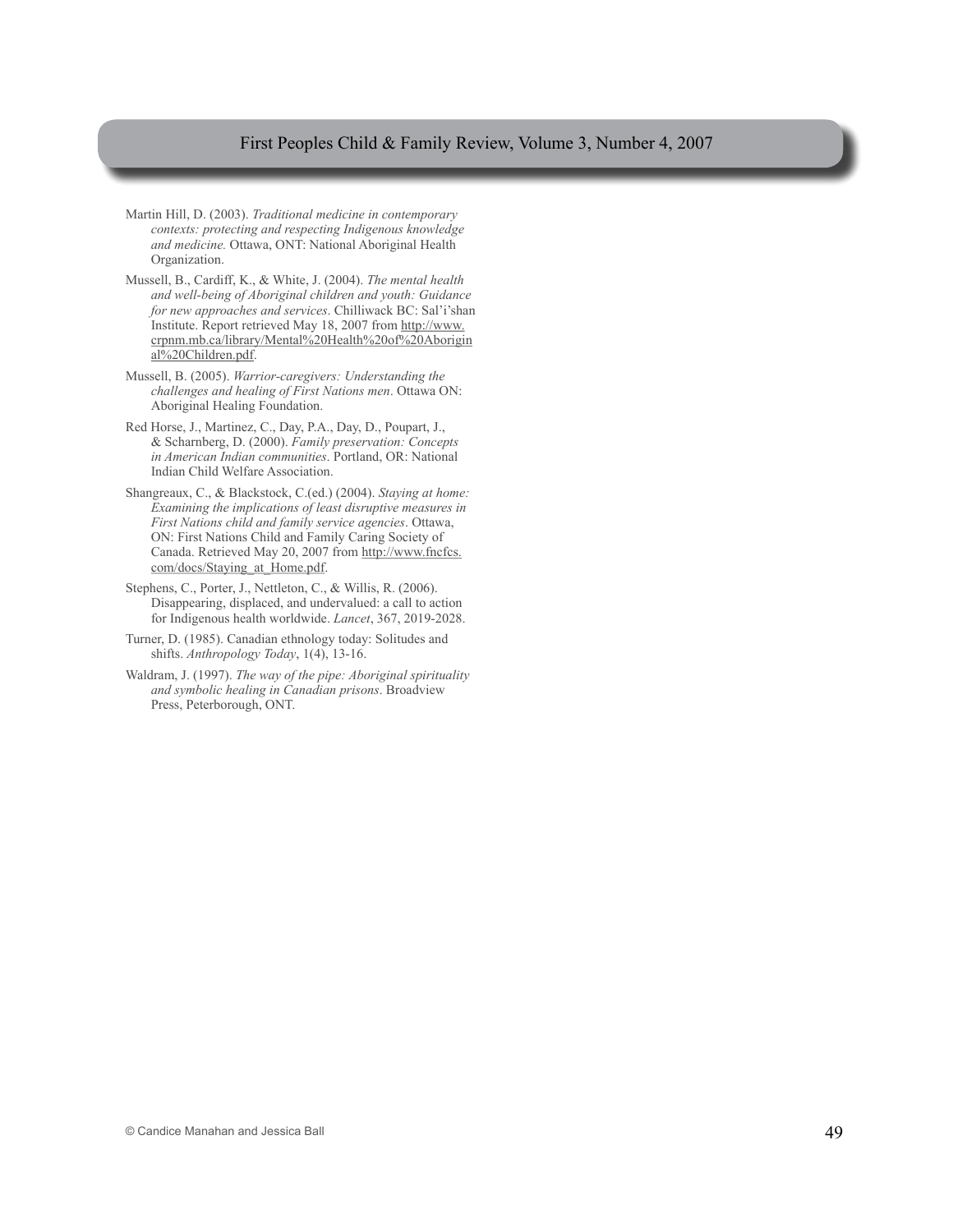Martin Hill, D. (2003). *Traditional medicine in contemporary contexts: protecting and respecting Indigenous knowledge and medicine.* Ottawa, ONT: National Aboriginal Health Organization.

Mussell, B., Cardiff, K., & White, J. (2004). *The mental health and well-being of Aboriginal children and youth: Guidance for new approaches and services*. Chilliwack BC: Sal'i'shan Institute. Report retrieved May 18, 2007 from http://www.crpnm.mb.ca/library/Mental%20Health%20of%20Aboriginal%20Children.pdf.

Mussell, B. (2005). *Warrior-caregivers: Understanding the challenges and healing of First Nations men*. Ottawa ON: Aboriginal Healing Foundation.

Red Horse, J., Martinez, C., Day, P.A., Day, D., Poupart, J., & Scharnberg, D. (2000). *Family preservation: Concepts in American Indian communities*. Portland, OR: National Indian Child Welfare Association.

Shangreaux, C., & Blackstock, C.(ed.) (2004). *Staying at home: Examining the implications of least disruptive measures in First Nations child and family service agencies*. Ottawa, ON: First Nations Child and Family Caring Society of Canada. Retrieved May 20, 2007 from http://www.fncfcs.com/docs/Staying_at_Home.pdf.

Stephens, C., Porter, J., Nettleton, C., & Willis, R. (2006). Disappearing, displaced, and undervalued: a call to action for Indigenous health worldwide. *Lancet*, 367, 2019-2028.

Turner, D. (1985). Canadian ethnology today: Solitudes and shifts. *Anthropology Today*, 1(4), 13-16.

Waldram, J. (1997). *The way of the pipe: Aboriginal spirituality and symbolic healing in Canadian prisons*. Broadview Press, Peterborough, ONT.

© Candice Manahan and Jessica Ball